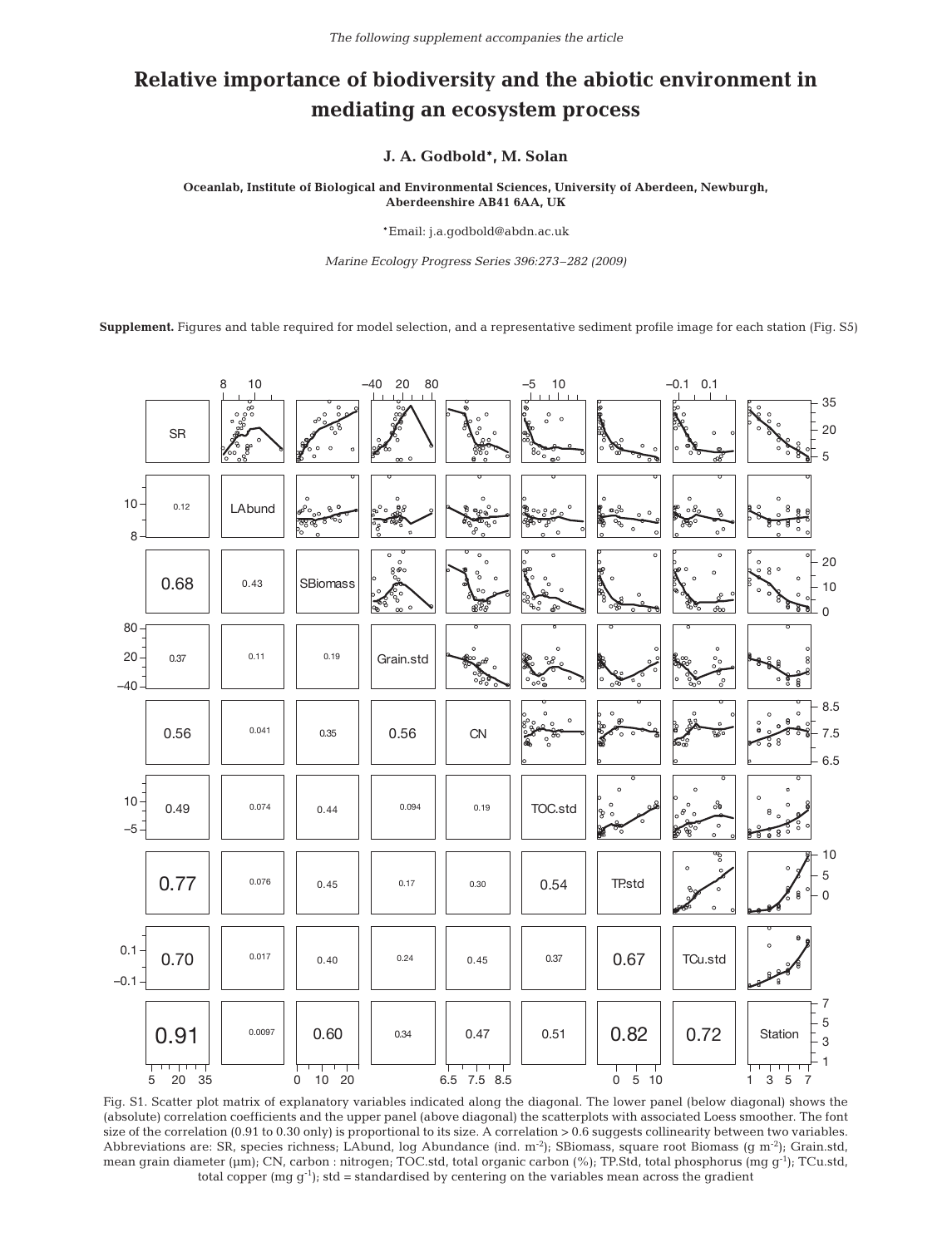The following supplement accompanies the article

# Relative importance of biodiversity and the abiotic environment in mediating an ecosystem process

**J. A. Godbold*, M. Solan**

**Oceanlab, Institute of Biological and Environmental Sciences, University of Aberdeen, Newburgh, Aberdeenshire AB41 6AA, UK**

*Email: j.a.godbold@abdn.ac.uk

*Marine Ecology Progress Series 396:273–282 (2009)*

**Supplement.** Figures and table required for model selection, and a representative sediment profile image for each station (Fig. S5)

Fig. S1. Scatter plot matrix of explanatory variables indicated along the diagonal. The lower panel (below diagonal) shows the (absolute) correlation coefficients and the upper panel (above diagonal) the scatterplots with associated Loess smoother. The font size of the correlation (0.91 to 0.30 only) is proportional to its size. A correlation > 0.6 suggests collinearity between two variables. Abbreviations are: SR, species richness; LAbund, log Abundance (ind. m$^{-2}$); SBiomass, square root Biomass (g m$^{-2}$); Grain.std, mean grain diameter (µm); CN, carbon : nitrogen; TOC.std, total organic carbon (%); TP.Std, total phosphorus (mg g$^{-1}$); TCu.std, total copper (mg g$^{-1}$); std = standardised by centering on the variables mean across the gradient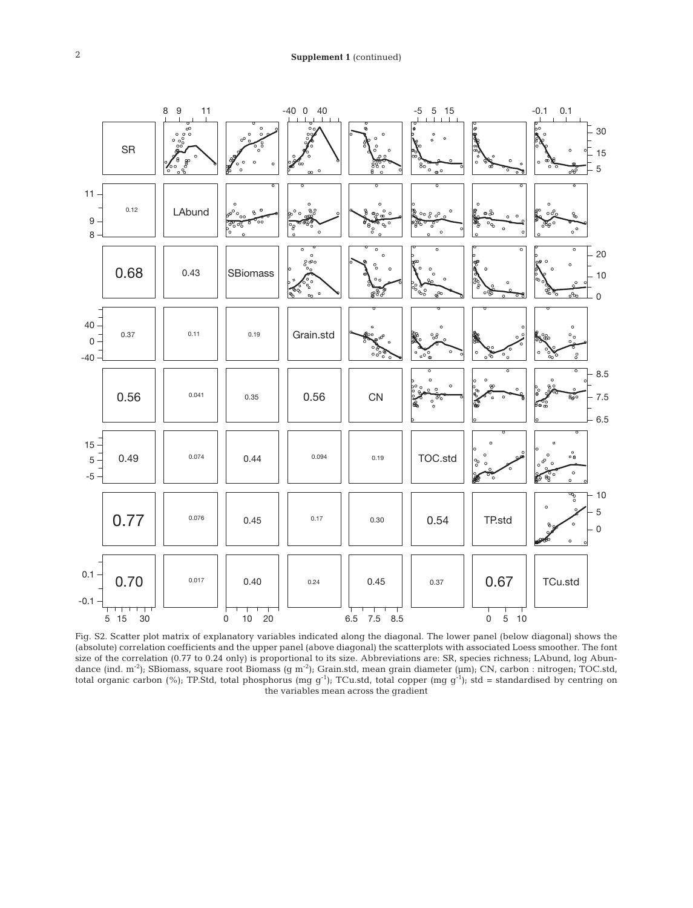Fig. S2. Scatter plot matrix of explanatory variables indicated along the diagonal. The lower panel (below diagonal) shows the (absolute) correlation coefficients and the upper panel (above diagonal) the scatterplots with associated Loess smoother. The font size of the correlation (0.77 to 0.24 only) is proportional to its size. Abbreviations are: SR, species richness; LAbund, log Abundance (ind. $m^{-2}$); SBiomass, square root Biomass (g $m^{-2}$); Grain.std, mean grain diameter (µm); CN, carbon : nitrogen; TOC.std, total organic carbon (%); TP.Std, total phosphorus (mg $g^{-1}$); TCu.std, total copper (mg $g^{-1}$); std = standardised by centring on the variables mean across the gradient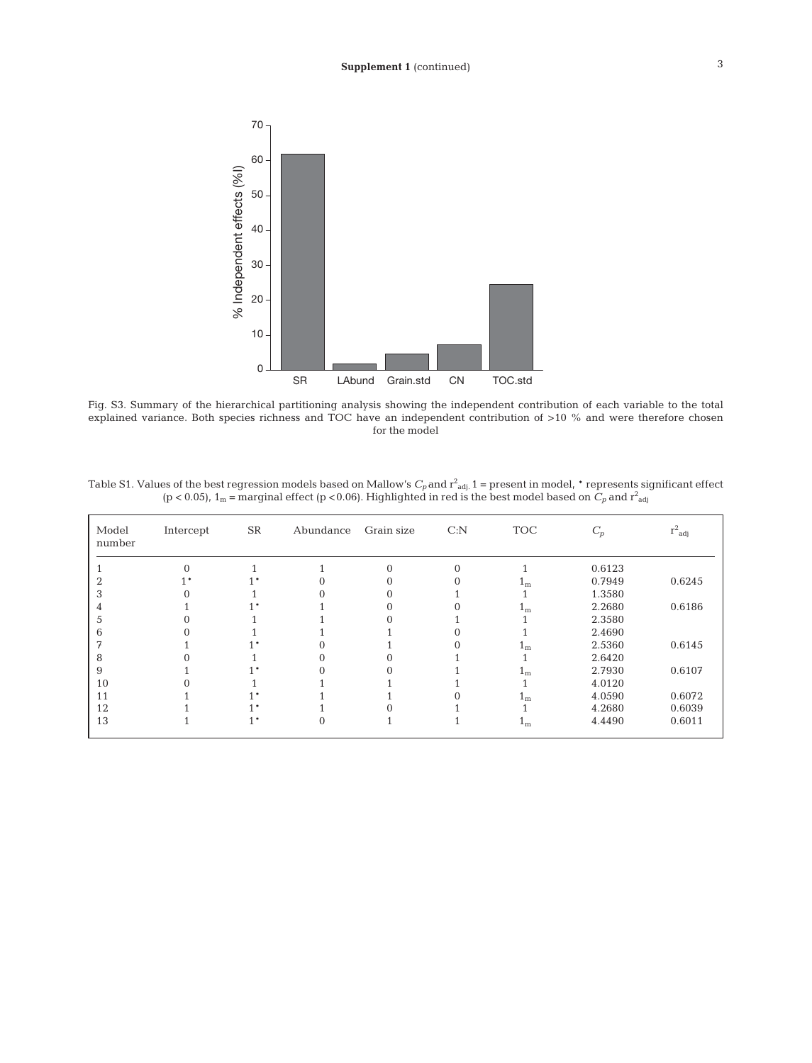**Supplement 1** (continued)

Fig. S3. Summary of the hierarchical partitioning analysis showing the independent contribution of each variable to the total explained variance. Both species richness and TOC have an independent contribution of >10 % and were therefore chosen for the model

Table S1. Values of the best regression models based on Mallow's $C_p$ and $r^2_{adj}$. 1 = present in model, * represents significant effect ($p < 0.05$), $1_m$ = marginal effect ($p < 0.06$). Highlighted in red is the best model based on $C_p$ and $r^2_{adj}$

| Model number | Intercept | SR | Abundance | Grain size | C:N | TOC | $C_p$ | $r^2_{adj}$ |
|---|---|---|---|---|---|---|---|---|
| 1 | 0 | 1 | 1 | 0 | 0 | 1 | 0.6123 | |
| 2 | 1* | 1* | 0 | 0 | 0 | $1_m$ | 0.7949 | 0.6245 |
| 3 | 0 | 1 | 0 | 0 | 1 | 1 | 1.3580 | |
| 4 | 1 | 1* | 1 | 0 | 0 | $1_m$ | 2.2680 | 0.6186 |
| 5 | 0 | 1 | 1 | 0 | 1 | 1 | 2.3580 | |
| 6 | 0 | 1 | 1 | 1 | 0 | 1 | 2.4690 | |
| 7 | 1 | 1* | 0 | 1 | 0 | $1_m$ | 2.5360 | 0.6145 |
| 8 | 0 | 1 | 0 | 0 | 1 | 1 | 2.6420 | |
| 9 | 1 | 1* | 0 | 0 | 1 | $1_m$ | 2.7930 | 0.6107 |
| 10 | 0 | 1 | 1 | 1 | 1 | 1 | 4.0120 | |
| 11 | 1 | 1* | 1 | 1 | 0 | $1_m$ | 4.0590 | 0.6072 |
| 12 | 1 | 1* | 1 | 0 | 1 | 1 | 4.2680 | 0.6039 |
| 13 | 1 | 1* | 0 | 1 | 1 | $1_m$ | 4.4490 | 0.6011 |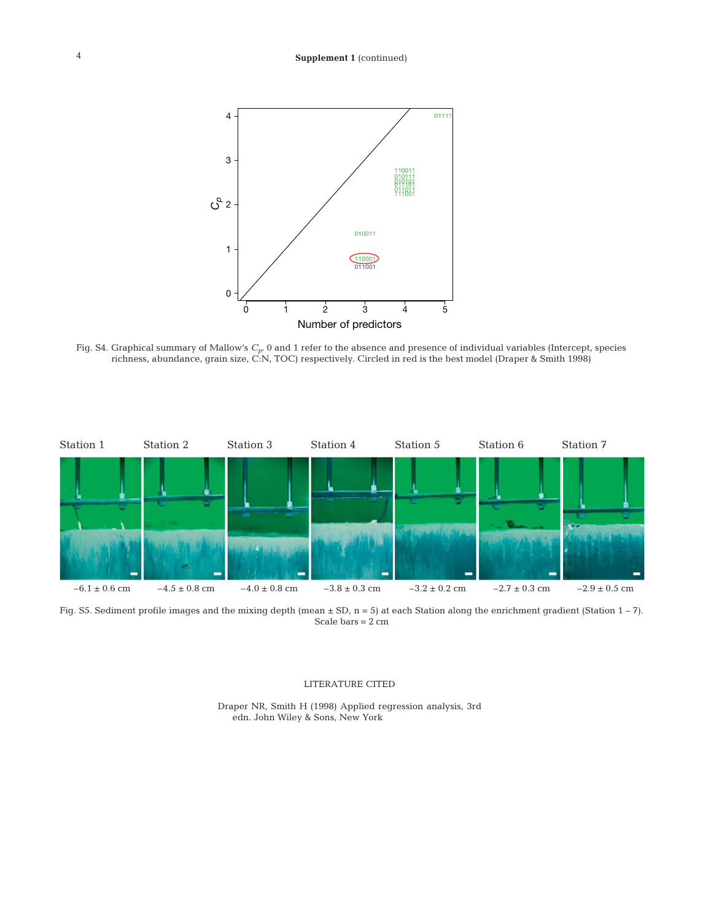4
01111
110011
010111
010101
011101
011011
111001
010011
110001
011001
0
1
2
3
4
$C_p$
0
1
2
3
4
5
Number of predictors

Fig. S4. Graphical summary of Mallow's $C_p$. 0 and 1 refer to the absence and presence of individual variables (Intercept, species richness, abundance, grain size, C:N, TOC) respectively. Circled in red is the best model (Draper & Smith 1998)

Station 1 Station 2 Station 3 Station 4 Station 5 Station 6 Station 7

−6.1 ± 0.6 cm −4.5 ± 0.8 cm −4.0 ± 0.8 cm −3.8 ± 0.3 cm −3.2 ± 0.2 cm −2.7 ± 0.3 cm −2.9 ± 0.5 cm

Fig. S5. Sediment profile images and the mixing depth (mean ± SD, n = 5) at each Station along the enrichment gradient (Station 1 – 7). Scale bars = 2 cm

## LITERATURE CITED

Draper NR, Smith H (1998) Applied regression analysis, 3rd edn. John Wiley & Sons, New York